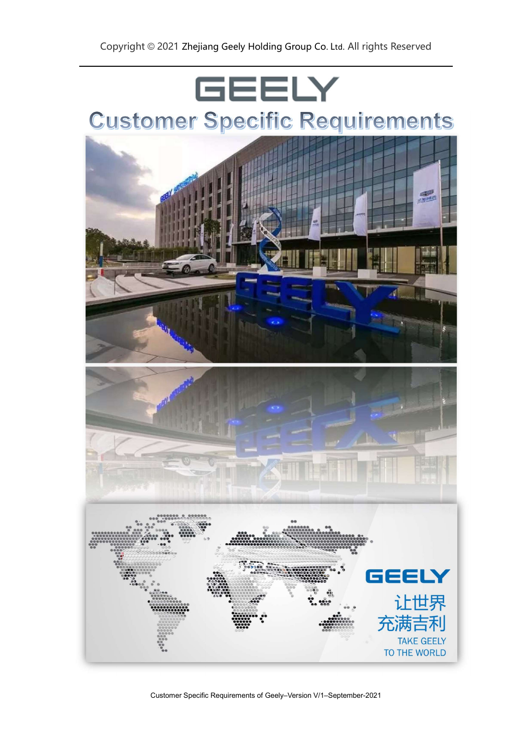Copyright © 2021 Zhejiang Geely Holding Group Co. Ltd. All rights Reserved

# GEELY

# Customer Specific Requirements

GEELY

让世界
充满吉利

TAKE GEELY
TO THE WORLD

Customer Specific Requirements of Geely–Version V/1–September-2021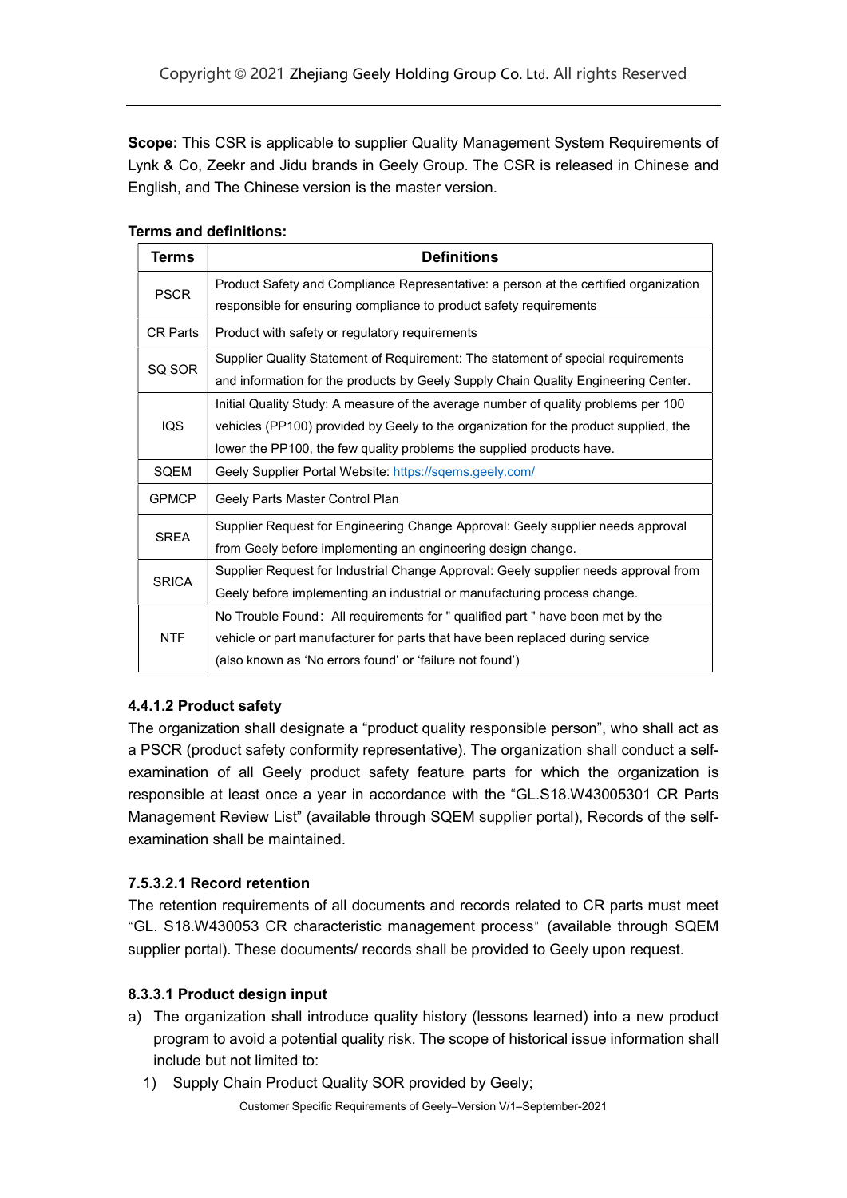**Scope:** This CSR is applicable to supplier Quality Management System Requirements of Lynk & Co, Zeekr and Jidu brands in Geely Group. The CSR is released in Chinese and English, and The Chinese version is the master version.

**Terms and definitions:**

| Terms | Definitions |
|---|---|
| PSCR | Product Safety and Compliance Representative: a person at the certified organization responsible for ensuring compliance to product safety requirements |
| CR Parts | Product with safety or regulatory requirements |
| SQ SOR | Supplier Quality Statement of Requirement: The statement of special requirements and information for the products by Geely Supply Chain Quality Engineering Center. |
| IQS | Initial Quality Study: A measure of the average number of quality problems per 100 vehicles (PP100) provided by Geely to the organization for the product supplied, the lower the PP100, the few quality problems the supplied products have. |
| SQEM | Geely Supplier Portal Website: https://sqems.geely.com/ |
| GPMCP | Geely Parts Master Control Plan |
| SREA | Supplier Request for Engineering Change Approval: Geely supplier needs approval from Geely before implementing an engineering design change. |
| SRICA | Supplier Request for Industrial Change Approval: Geely supplier needs approval from Geely before implementing an industrial or manufacturing process change. |
| NTF | No Trouble Found：All requirements for " qualified part " have been met by the vehicle or part manufacturer for parts that have been replaced during service (also known as 'No errors found' or 'failure not found') |

### 4.4.1.2 Product safety

The organization shall designate a "product quality responsible person", who shall act as a PSCR (product safety conformity representative). The organization shall conduct a self-examination of all Geely product safety feature parts for which the organization is responsible at least once a year in accordance with the "GL.S18.W43005301 CR Parts Management Review List" (available through SQEM supplier portal), Records of the self-examination shall be maintained.

### 7.5.3.2.1 Record retention

The retention requirements of all documents and records related to CR parts must meet "GL. S18.W430053 CR characteristic management process" (available through SQEM supplier portal). These documents/ records shall be provided to Geely upon request.

### 8.3.3.1 Product design input

a) The organization shall introduce quality history (lessons learned) into a new product program to avoid a potential quality risk. The scope of historical issue information shall include but not limited to:
   1) Supply Chain Product Quality SOR provided by Geely;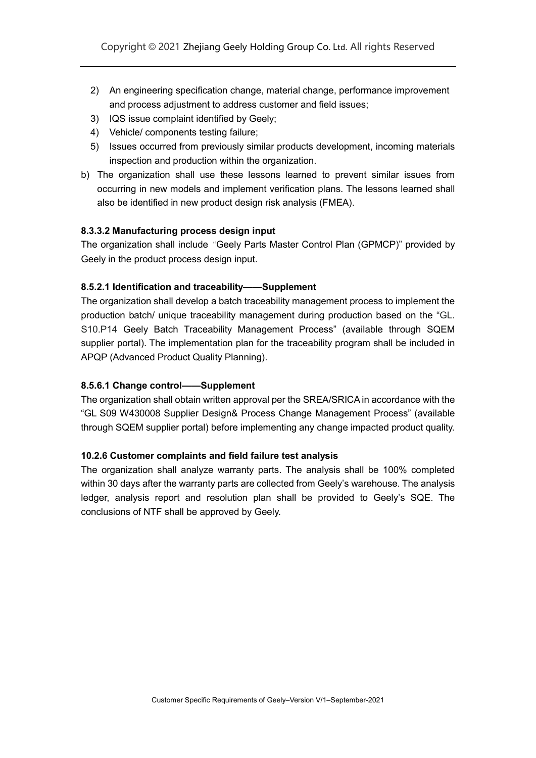2) An engineering specification change, material change, performance improvement and process adjustment to address customer and field issues;
3) IQS issue complaint identified by Geely;
4) Vehicle/ components testing failure;
5) Issues occurred from previously similar products development, incoming materials inspection and production within the organization.

b) The organization shall use these lessons learned to prevent similar issues from occurring in new models and implement verification plans. The lessons learned shall also be identified in new product design risk analysis (FMEA).

**8.3.3.2 Manufacturing process design input**

The organization shall include "Geely Parts Master Control Plan (GPMCP)" provided by Geely in the product process design input.

**8.5.2.1 Identification and traceability——Supplement**

The organization shall develop a batch traceability management process to implement the production batch/ unique traceability management during production based on the "GL. S10.P14 Geely Batch Traceability Management Process" (available through SQEM supplier portal). The implementation plan for the traceability program shall be included in APQP (Advanced Product Quality Planning).

**8.5.6.1 Change control——Supplement**

The organization shall obtain written approval per the SREA/SRICA in accordance with the "GL S09 W430008 Supplier Design& Process Change Management Process" (available through SQEM supplier portal) before implementing any change impacted product quality.

**10.2.6 Customer complaints and field failure test analysis**

The organization shall analyze warranty parts. The analysis shall be 100% completed within 30 days after the warranty parts are collected from Geely's warehouse. The analysis ledger, analysis report and resolution plan shall be provided to Geely's SQE. The conclusions of NTF shall be approved by Geely.